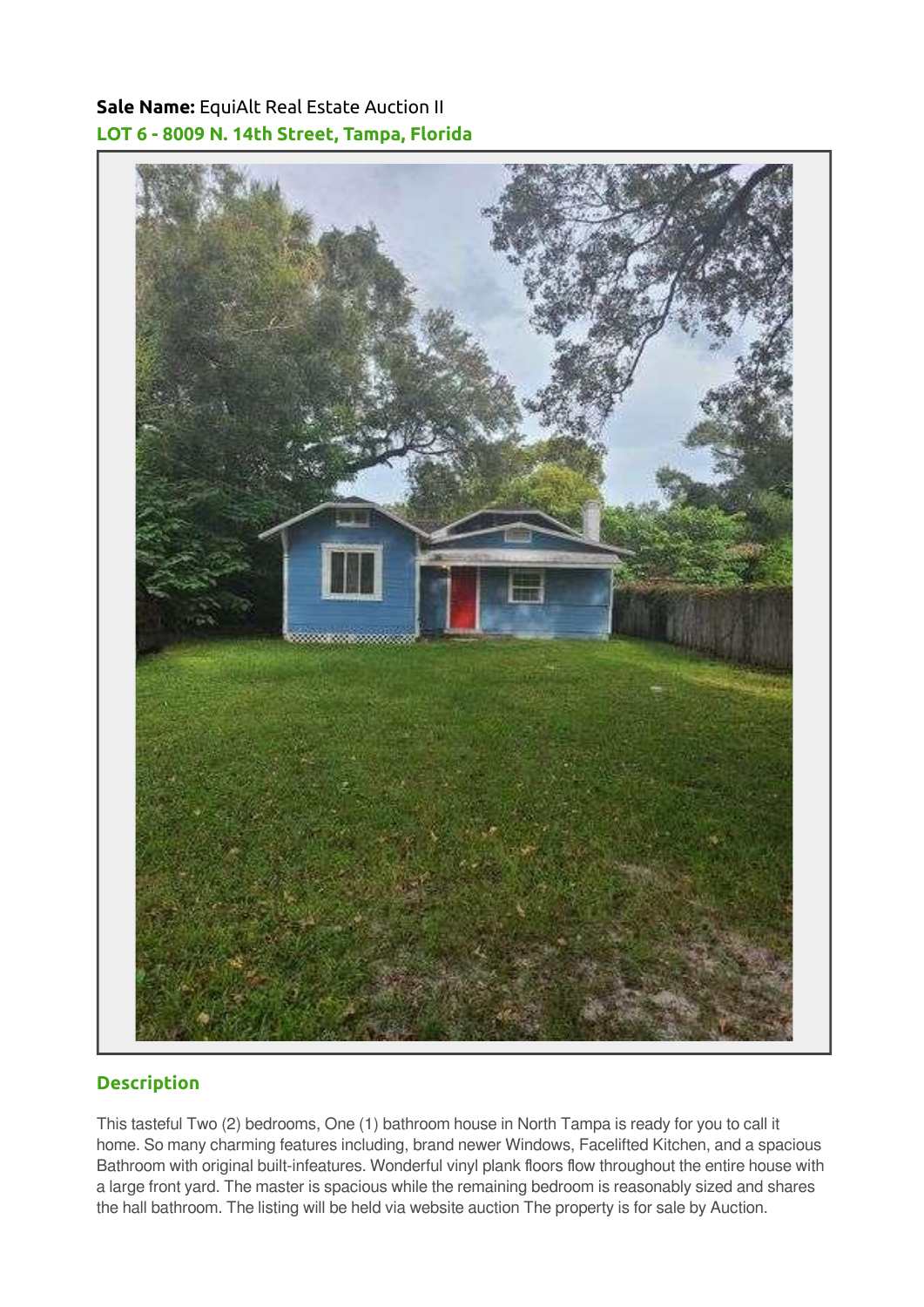**Sale Name:** EquiAlt Real Estate Auction II

**LOT 6 - 8009 N. 14th Street, Tampa, Florida**

## Description

This tasteful Two (2) bedrooms, One (1) bathroom house in North Tampa is ready for you to call it home. So many charming features including, brand newer Windows, Facelifted Kitchen, and a spacious Bathroom with original built-infeatures. Wonderful vinyl plank floors flow throughout the entire house with a large front yard. The master is spacious while the remaining bedroom is reasonably sized and shares the hall bathroom. The listing will be held via website auction The property is for sale by Auction.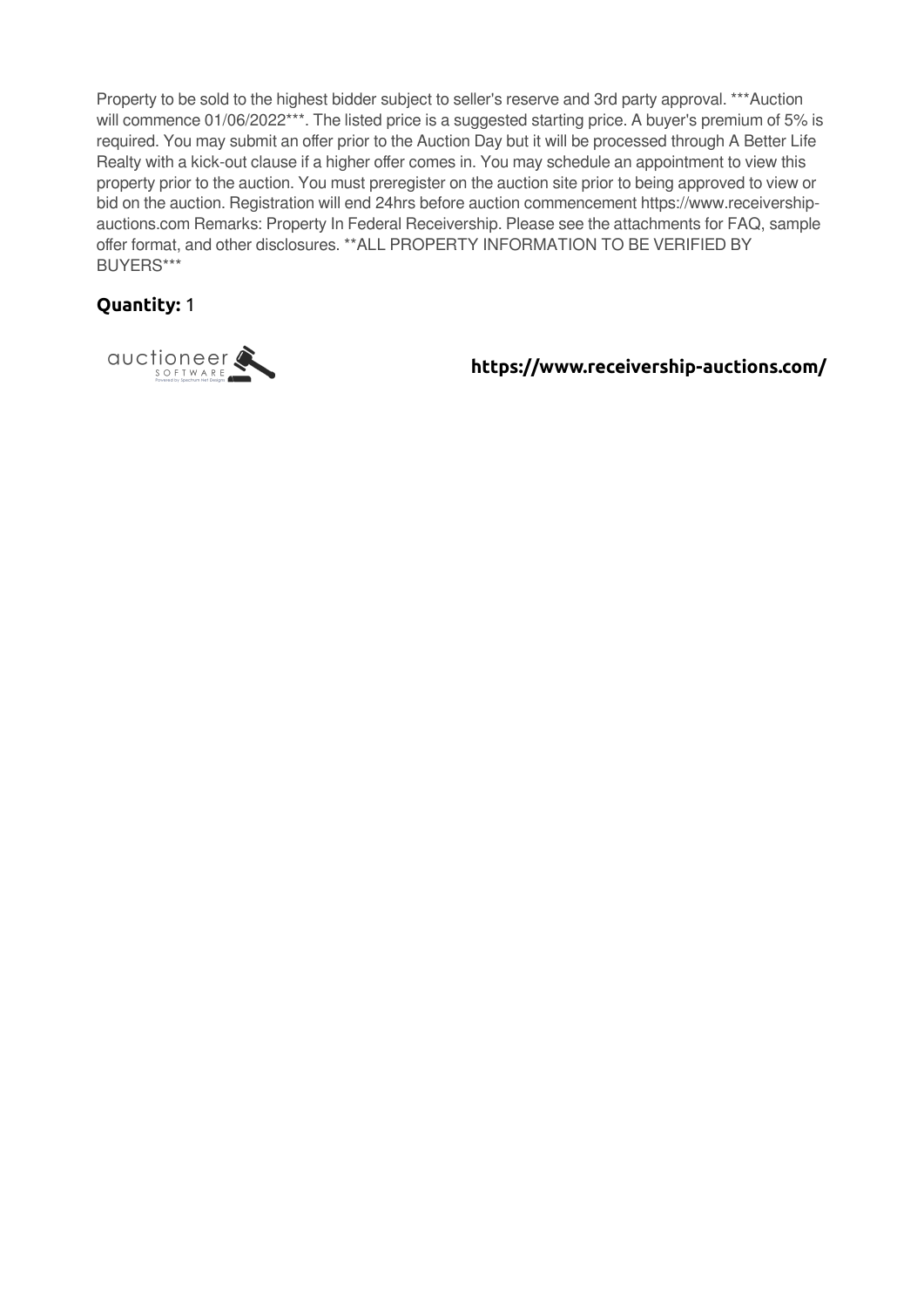Property to be sold to the highest bidder subject to seller's reserve and 3rd party approval. ***Auction will commence 01/06/2022***. The listed price is a suggested starting price. A buyer's premium of 5% is required. You may submit an offer prior to the Auction Day but it will be processed through A Better Life Realty with a kick-out clause if a higher offer comes in. You may schedule an appointment to view this property prior to the auction. You must preregister on the auction site prior to being approved to view or bid on the auction. Registration will end 24hrs before auction commencement https://www.receivership-auctions.com Remarks: Property In Federal Receivership. Please see the attachments for FAQ, sample offer format, and other disclosures. **ALL PROPERTY INFORMATION TO BE VERIFIED BY BUYERS***

**Quantity:** 1

auctioneer SOFTWARE

**https://www.receivership-auctions.com/**